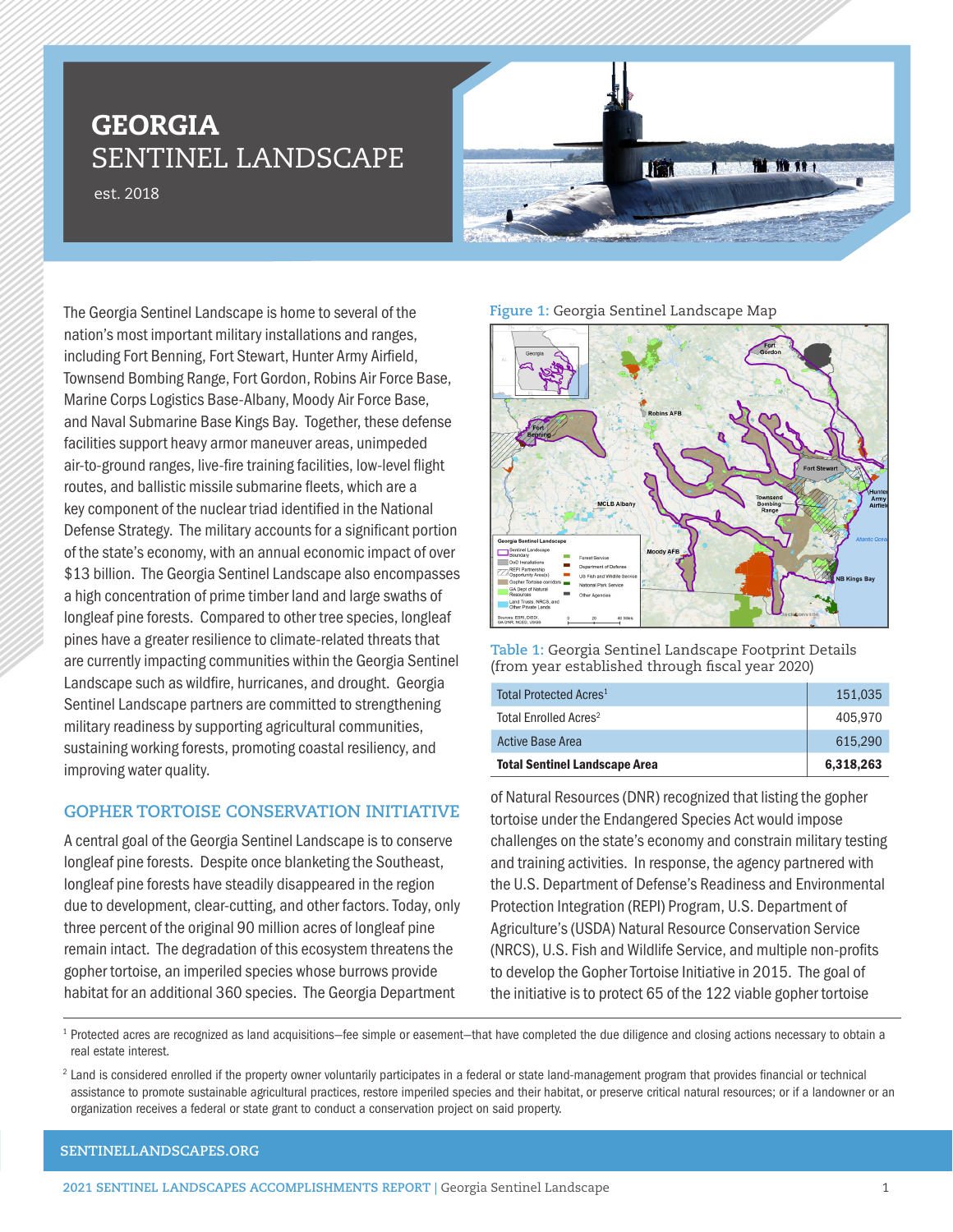# GEORGIA SENTINEL LANDSCAPE

est. 2018

The Georgia Sentinel Landscape is home to several of the nation's most important military installations and ranges, including Fort Benning, Fort Stewart, Hunter Army Airfield, Townsend Bombing Range, Fort Gordon, Robins Air Force Base, Marine Corps Logistics Base-Albany, Moody Air Force Base, and Naval Submarine Base Kings Bay. Together, these defense facilities support heavy armor maneuver areas, unimpeded air-to-ground ranges, live-fire training facilities, low-level flight routes, and ballistic missile submarine fleets, which are a key component of the nuclear triad identified in the National Defense Strategy. The military accounts for a significant portion of the state's economy, with an annual economic impact of over $13 billion. The Georgia Sentinel Landscape also encompasses a high concentration of prime timber land and large swaths of longleaf pine forests. Compared to other tree species, longleaf pines have a greater resilience to climate-related threats that are currently impacting communities within the Georgia Sentinel Landscape such as wildfire, hurricanes, and drought. Georgia Sentinel Landscape partners are committed to strengthening military readiness by supporting agricultural communities, sustaining working forests, promoting coastal resiliency, and improving water quality.

**Figure 1:** Georgia Sentinel Landscape Map

**Table 1:** Georgia Sentinel Landscape Footprint Details (from year established through fiscal year 2020)

| | |
|---|---|
| Total Protected Acres[1] | 151,035 |
| Total Enrolled Acres[2] | 405,970 |
| Active Base Area | 615,290 |
| **Total Sentinel Landscape Area** | **6,318,263** |

## GOPHER TORTOISE CONSERVATION INITIATIVE

A central goal of the Georgia Sentinel Landscape is to conserve longleaf pine forests. Despite once blanketing the Southeast, longleaf pine forests have steadily disappeared in the region due to development, clear-cutting, and other factors. Today, only three percent of the original 90 million acres of longleaf pine remain intact. The degradation of this ecosystem threatens the gopher tortoise, an imperiled species whose burrows provide habitat for an additional 360 species. The Georgia Department of Natural Resources (DNR) recognized that listing the gopher tortoise under the Endangered Species Act would impose challenges on the state's economy and constrain military testing and training activities. In response, the agency partnered with the U.S. Department of Defense's Readiness and Environmental Protection Integration (REPI) Program, U.S. Department of Agriculture's (USDA) Natural Resource Conservation Service (NRCS), U.S. Fish and Wildlife Service, and multiple non-profits to develop the Gopher Tortoise Initiative in 2015. The goal of the initiative is to protect 65 of the 122 viable gopher tortoise

[1] Protected acres are recognized as land acquisitions—fee simple or easement—that have completed the due diligence and closing actions necessary to obtain a real estate interest.

[2] Land is considered enrolled if the property owner voluntarily participates in a federal or state land-management program that provides financial or technical assistance to promote sustainable agricultural practices, restore imperiled species and their habitat, or preserve critical natural resources; or if a landowner or an organization receives a federal or state grant to conduct a conservation project on said property.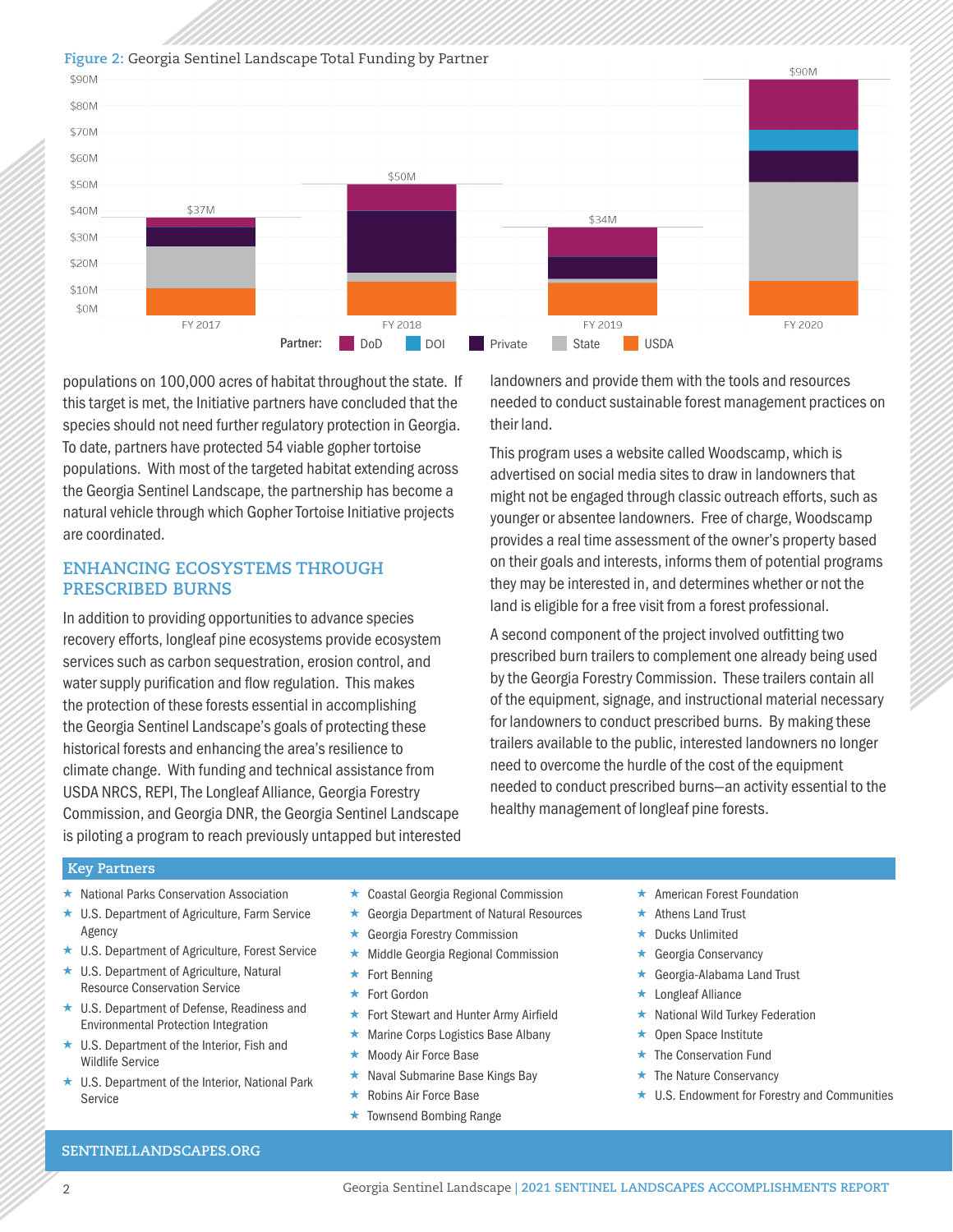**Figure 2:** Georgia Sentinel Landscape Total Funding by Partner

$90M
$80M
$70M
$60M
$50M
$40M
$30M
$20M
$10M
$0M

$37M
$50M
$34M
$90M

FY 2017
FY 2018
FY 2019
FY 2020

Partner: DoD DOI Private State USDA

populations on 100,000 acres of habitat throughout the state. If this target is met, the Initiative partners have concluded that the species should not need further regulatory protection in Georgia. To date, partners have protected 54 viable gopher tortoise populations. With most of the targeted habitat extending across the Georgia Sentinel Landscape, the partnership has become a natural vehicle through which Gopher Tortoise Initiative projects are coordinated.

## ENHANCING ECOSYSTEMS THROUGH PRESCRIBED BURNS

In addition to providing opportunities to advance species recovery efforts, longleaf pine ecosystems provide ecosystem services such as carbon sequestration, erosion control, and water supply purification and flow regulation. This makes the protection of these forests essential in accomplishing the Georgia Sentinel Landscape's goals of protecting these historical forests and enhancing the area's resilience to climate change. With funding and technical assistance from USDA NRCS, REPI, The Longleaf Alliance, Georgia Forestry Commission, and Georgia DNR, the Georgia Sentinel Landscape is piloting a program to reach previously untapped but interested landowners and provide them with the tools and resources needed to conduct sustainable forest management practices on their land.

This program uses a website called Woodscamp, which is advertised on social media sites to draw in landowners that might not be engaged through classic outreach efforts, such as younger or absentee landowners. Free of charge, Woodscamp provides a real time assessment of the owner's property based on their goals and interests, informs them of potential programs they may be interested in, and determines whether or not the land is eligible for a free visit from a forest professional.

A second component of the project involved outfitting two prescribed burn trailers to complement one already being used by the Georgia Forestry Commission. These trailers contain all of the equipment, signage, and instructional material necessary for landowners to conduct prescribed burns. By making these trailers available to the public, interested landowners no longer need to overcome the hurdle of the cost of the equipment needed to conduct prescribed burns—an activity essential to the healthy management of longleaf pine forests.

## Key Partners

- National Parks Conservation Association
- U.S. Department of Agriculture, Farm Service Agency
- U.S. Department of Agriculture, Forest Service
- U.S. Department of Agriculture, Natural Resource Conservation Service
- U.S. Department of Defense, Readiness and Environmental Protection Integration
- U.S. Department of the Interior, Fish and Wildlife Service
- U.S. Department of the Interior, National Park Service
- Coastal Georgia Regional Commission
- Georgia Department of Natural Resources
- Georgia Forestry Commission
- Middle Georgia Regional Commission
- Fort Benning
- Fort Gordon
- Fort Stewart and Hunter Army Airfield
- Marine Corps Logistics Base Albany
- Moody Air Force Base
- Naval Submarine Base Kings Bay
- Robins Air Force Base
- Townsend Bombing Range
- American Forest Foundation
- Athens Land Trust
- Ducks Unlimited
- Georgia Conservancy
- Georgia-Alabama Land Trust
- Longleaf Alliance
- National Wild Turkey Federation
- Open Space Institute
- The Conservation Fund
- The Nature Conservancy
- U.S. Endowment for Forestry and Communities

SENTINELLANDSCAPES.ORG